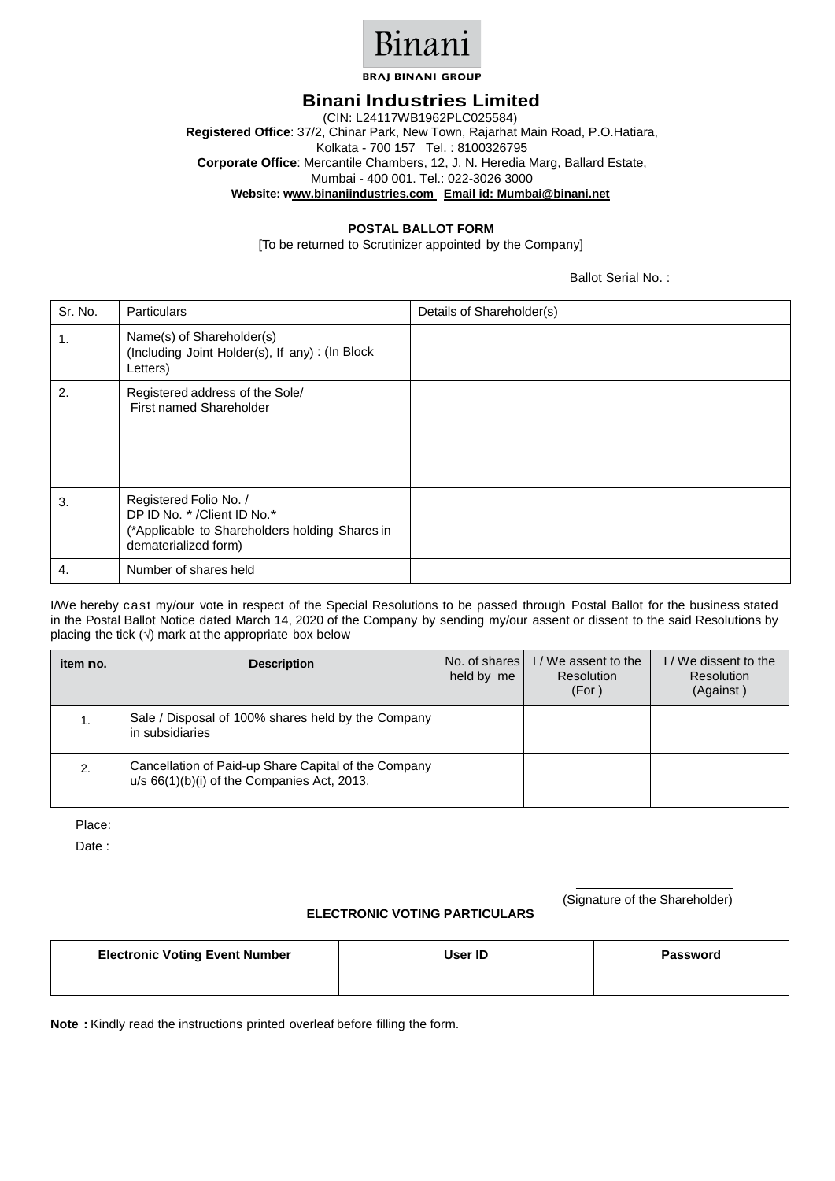Binani

BRAJ BINANI GROUP

# Binani Industries Limited

(CIN: L24117WB1962PLC025584)

**Registered Office**: 37/2, Chinar Park, New Town, Rajarhat Main Road, P.O.Hatiara, Kolkata - 700 157 Tel. : 8100326795

**Corporate Office**: Mercantile Chambers, 12, J. N. Heredia Marg, Ballard Estate, Mumbai - 400 001. Tel.: 022-3026 3000

**Website: www.binaniindustries.com Email id: Mumbai@binani.net**

## POSTAL BALLOT FORM

[To be returned to Scrutinizer appointed by the Company]

Ballot Serial No. :

| Sr. No. | Particulars | Details of Shareholder(s) |
|---|---|---|
| 1. | Name(s) of Shareholder(s) (Including Joint Holder(s), If any) : (In Block Letters) | |
| 2. | Registered address of the Sole/ First named Shareholder | |
| 3. | Registered Folio No. / DP ID No. * /Client ID No.* (*Applicable to Shareholders holding Shares in dematerialized form) | |
| 4. | Number of shares held | |

I/We hereby cast my/our vote in respect of the Special Resolutions to be passed through Postal Ballot for the business stated in the Postal Ballot Notice dated March 14, 2020 of the Company by sending my/our assent or dissent to the said Resolutions by placing the tick (√) mark at the appropriate box below

| item no. | Description | No. of shares held by me | I / We assent to the Resolution (For ) | I / We dissent to the Resolution (Against ) |
|---|---|---|---|---|
| 1. | Sale / Disposal of 100% shares held by the Company in subsidiaries | | | |
| 2. | Cancellation of Paid-up Share Capital of the Company u/s 66(1)(b)(i) of the Companies Act, 2013. | | | |

Place:

Date :

(Signature of the Shareholder)

**ELECTRONIC VOTING PARTICULARS**

| Electronic Voting Event Number | User ID | Password |
|---|---|---|
| | | |

**Note :** Kindly read the instructions printed overleaf before filling the form.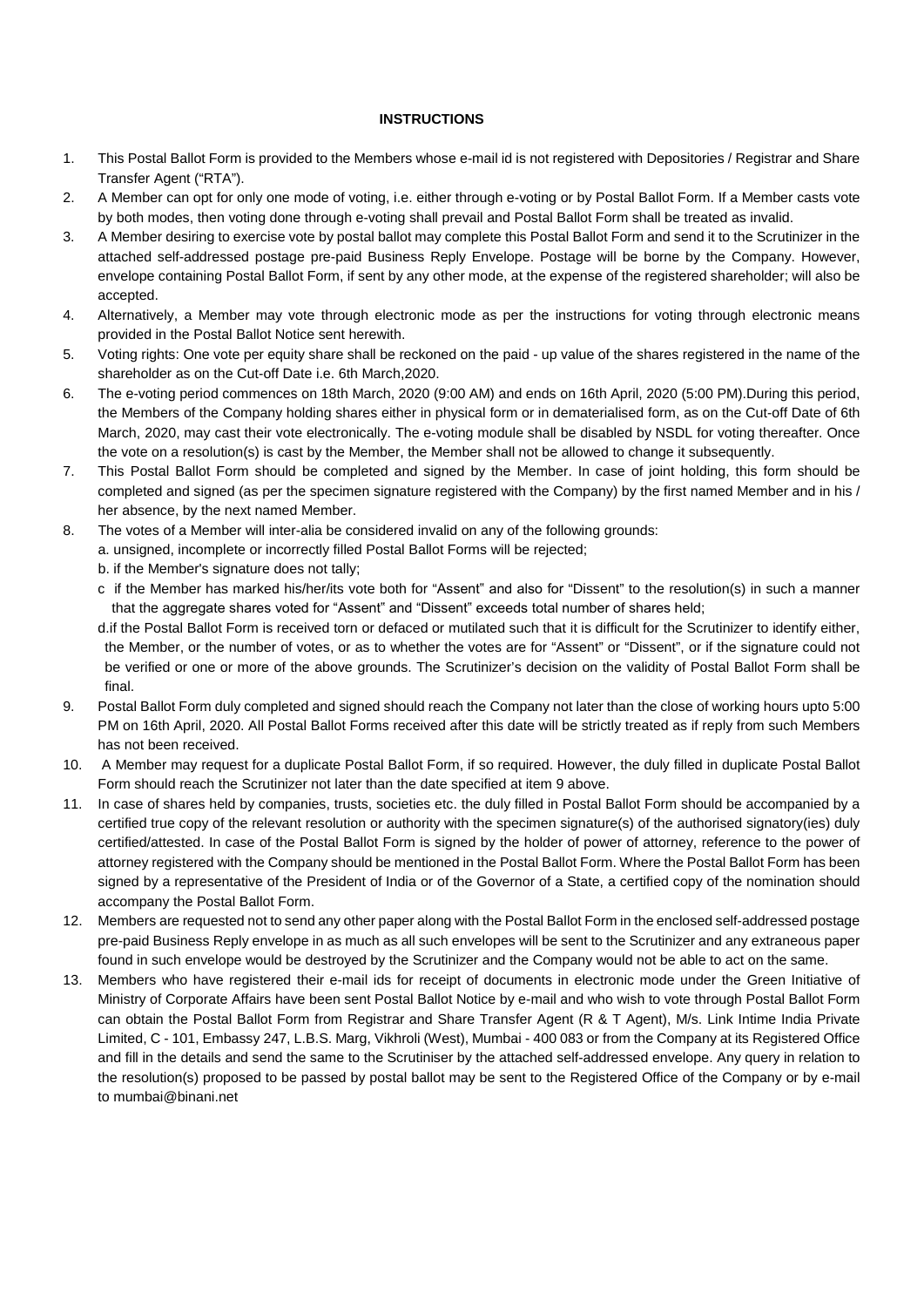**INSTRUCTIONS**

1. This Postal Ballot Form is provided to the Members whose e-mail id is not registered with Depositories / Registrar and Share Transfer Agent ("RTA").
2. A Member can opt for only one mode of voting, i.e. either through e-voting or by Postal Ballot Form. If a Member casts vote by both modes, then voting done through e-voting shall prevail and Postal Ballot Form shall be treated as invalid.
3. A Member desiring to exercise vote by postal ballot may complete this Postal Ballot Form and send it to the Scrutinizer in the attached self-addressed postage pre-paid Business Reply Envelope. Postage will be borne by the Company. However, envelope containing Postal Ballot Form, if sent by any other mode, at the expense of the registered shareholder; will also be accepted.
4. Alternatively, a Member may vote through electronic mode as per the instructions for voting through electronic means provided in the Postal Ballot Notice sent herewith.
5. Voting rights: One vote per equity share shall be reckoned on the paid - up value of the shares registered in the name of the shareholder as on the Cut-off Date i.e. 6th March,2020.
6. The e-voting period commences on 18th March, 2020 (9:00 AM) and ends on 16th April, 2020 (5:00 PM).During this period, the Members of the Company holding shares either in physical form or in dematerialised form, as on the Cut-off Date of 6th March, 2020, may cast their vote electronically. The e-voting module shall be disabled by NSDL for voting thereafter. Once the vote on a resolution(s) is cast by the Member, the Member shall not be allowed to change it subsequently.
7. This Postal Ballot Form should be completed and signed by the Member. In case of joint holding, this form should be completed and signed (as per the specimen signature registered with the Company) by the first named Member and in his / her absence, by the next named Member.
8. The votes of a Member will inter-alia be considered invalid on any of the following grounds:
   a. unsigned, incomplete or incorrectly filled Postal Ballot Forms will be rejected;
   b. if the Member's signature does not tally;
   c if the Member has marked his/her/its vote both for "Assent" and also for "Dissent" to the resolution(s) in such a manner that the aggregate shares voted for "Assent" and "Dissent" exceeds total number of shares held;
   d.if the Postal Ballot Form is received torn or defaced or mutilated such that it is difficult for the Scrutinizer to identify either, the Member, or the number of votes, or as to whether the votes are for "Assent" or "Dissent", or if the signature could not be verified or one or more of the above grounds. The Scrutinizer's decision on the validity of Postal Ballot Form shall be final.
9. Postal Ballot Form duly completed and signed should reach the Company not later than the close of working hours upto 5:00 PM on 16th April, 2020. All Postal Ballot Forms received after this date will be strictly treated as if reply from such Members has not been received.
10. A Member may request for a duplicate Postal Ballot Form, if so required. However, the duly filled in duplicate Postal Ballot Form should reach the Scrutinizer not later than the date specified at item 9 above.
11. In case of shares held by companies, trusts, societies etc. the duly filled in Postal Ballot Form should be accompanied by a certified true copy of the relevant resolution or authority with the specimen signature(s) of the authorised signatory(ies) duly certified/attested. In case of the Postal Ballot Form is signed by the holder of power of attorney, reference to the power of attorney registered with the Company should be mentioned in the Postal Ballot Form. Where the Postal Ballot Form has been signed by a representative of the President of India or of the Governor of a State, a certified copy of the nomination should accompany the Postal Ballot Form.
12. Members are requested not to send any other paper along with the Postal Ballot Form in the enclosed self-addressed postage pre-paid Business Reply envelope in as much as all such envelopes will be sent to the Scrutinizer and any extraneous paper found in such envelope would be destroyed by the Scrutinizer and the Company would not be able to act on the same.
13. Members who have registered their e-mail ids for receipt of documents in electronic mode under the Green Initiative of Ministry of Corporate Affairs have been sent Postal Ballot Notice by e-mail and who wish to vote through Postal Ballot Form can obtain the Postal Ballot Form from Registrar and Share Transfer Agent (R & T Agent), M/s. Link Intime India Private Limited, C - 101, Embassy 247, L.B.S. Marg, Vikhroli (West), Mumbai - 400 083 or from the Company at its Registered Office and fill in the details and send the same to the Scrutiniser by the attached self-addressed envelope. Any query in relation to the resolution(s) proposed to be passed by postal ballot may be sent to the Registered Office of the Company or by e-mail to mumbai@binani.net